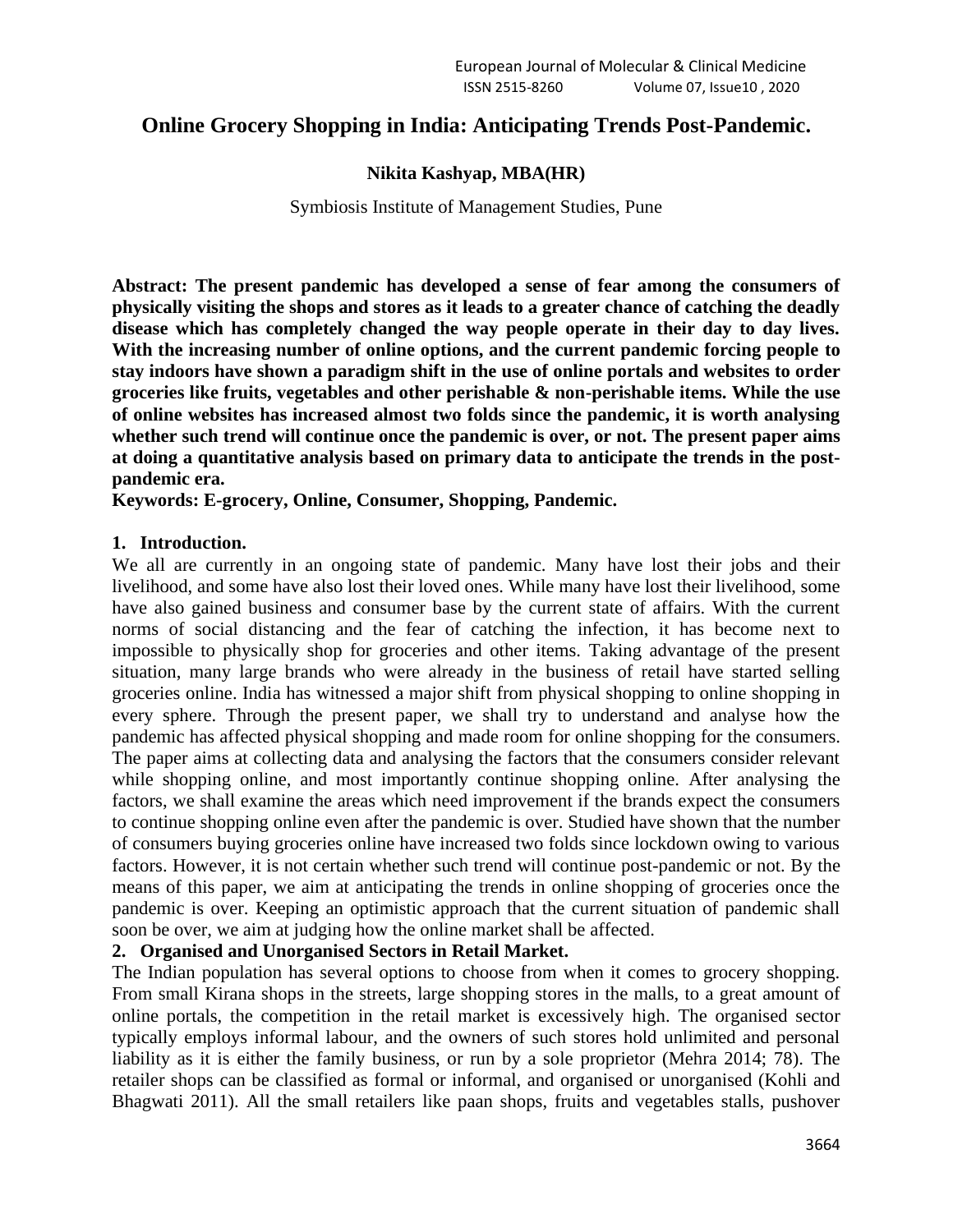# Online Grocery Shopping in India: Anticipating Trends Post-Pandemic.

**Nikita Kashyap, MBA(HR)**

Symbiosis Institute of Management Studies, Pune

**Abstract: The present pandemic has developed a sense of fear among the consumers of physically visiting the shops and stores as it leads to a greater chance of catching the deadly disease which has completely changed the way people operate in their day to day lives. With the increasing number of online options, and the current pandemic forcing people to stay indoors have shown a paradigm shift in the use of online portals and websites to order groceries like fruits, vegetables and other perishable & non-perishable items. While the use of online websites has increased almost two folds since the pandemic, it is worth analysing whether such trend will continue once the pandemic is over, or not. The present paper aims at doing a quantitative analysis based on primary data to anticipate the trends in the post-pandemic era.**

**Keywords: E-grocery, Online, Consumer, Shopping, Pandemic.**

## 1. Introduction.

We all are currently in an ongoing state of pandemic. Many have lost their jobs and their livelihood, and some have also lost their loved ones. While many have lost their livelihood, some have also gained business and consumer base by the current state of affairs. With the current norms of social distancing and the fear of catching the infection, it has become next to impossible to physically shop for groceries and other items. Taking advantage of the present situation, many large brands who were already in the business of retail have started selling groceries online. India has witnessed a major shift from physical shopping to online shopping in every sphere. Through the present paper, we shall try to understand and analyse how the pandemic has affected physical shopping and made room for online shopping for the consumers. The paper aims at collecting data and analysing the factors that the consumers consider relevant while shopping online, and most importantly continue shopping online. After analysing the factors, we shall examine the areas which need improvement if the brands expect the consumers to continue shopping online even after the pandemic is over. Studied have shown that the number of consumers buying groceries online have increased two folds since lockdown owing to various factors. However, it is not certain whether such trend will continue post-pandemic or not. By the means of this paper, we aim at anticipating the trends in online shopping of groceries once the pandemic is over. Keeping an optimistic approach that the current situation of pandemic shall soon be over, we aim at judging how the online market shall be affected.

## 2. Organised and Unorganised Sectors in Retail Market.

The Indian population has several options to choose from when it comes to grocery shopping. From small Kirana shops in the streets, large shopping stores in the malls, to a great amount of online portals, the competition in the retail market is excessively high. The organised sector typically employs informal labour, and the owners of such stores hold unlimited and personal liability as it is either the family business, or run by a sole proprietor (Mehra 2014; 78). The retailer shops can be classified as formal or informal, and organised or unorganised (Kohli and Bhagwati 2011). All the small retailers like paan shops, fruits and vegetables stalls, pushover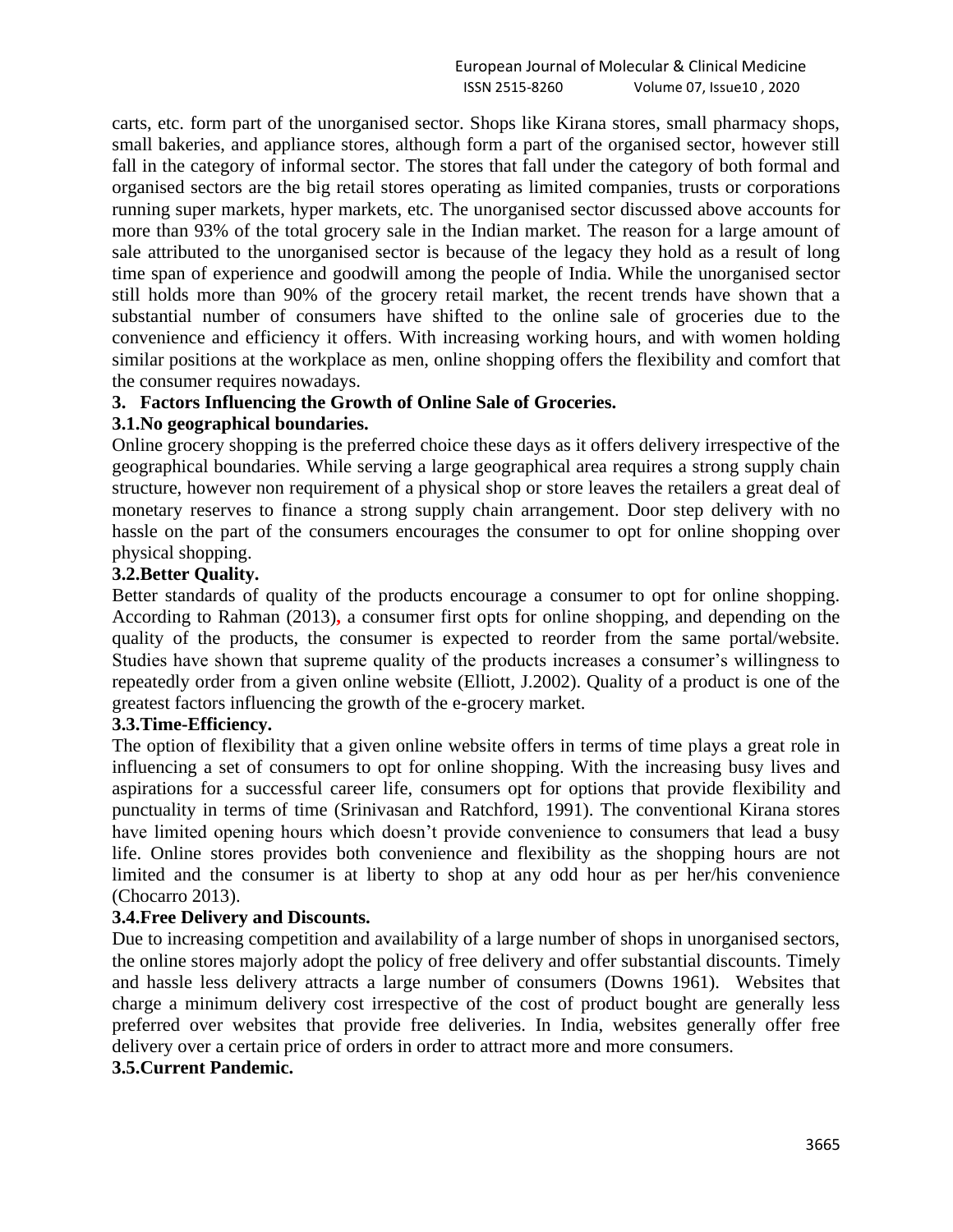carts, etc. form part of the unorganised sector. Shops like Kirana stores, small pharmacy shops, small bakeries, and appliance stores, although form a part of the organised sector, however still fall in the category of informal sector. The stores that fall under the category of both formal and organised sectors are the big retail stores operating as limited companies, trusts or corporations running super markets, hyper markets, etc. The unorganised sector discussed above accounts for more than 93% of the total grocery sale in the Indian market. The reason for a large amount of sale attributed to the unorganised sector is because of the legacy they hold as a result of long time span of experience and goodwill among the people of India. While the unorganised sector still holds more than 90% of the grocery retail market, the recent trends have shown that a substantial number of consumers have shifted to the online sale of groceries due to the convenience and efficiency it offers. With increasing working hours, and with women holding similar positions at the workplace as men, online shopping offers the flexibility and comfort that the consumer requires nowadays.

## 3. Factors Influencing the Growth of Online Sale of Groceries.

### 3.1. No geographical boundaries.

Online grocery shopping is the preferred choice these days as it offers delivery irrespective of the geographical boundaries. While serving a large geographical area requires a strong supply chain structure, however non requirement of a physical shop or store leaves the retailers a great deal of monetary reserves to finance a strong supply chain arrangement. Door step delivery with no hassle on the part of the consumers encourages the consumer to opt for online shopping over physical shopping.

### 3.2. Better Quality.

Better standards of quality of the products encourage a consumer to opt for online shopping. According to Rahman (2013), a consumer first opts for online shopping, and depending on the quality of the products, the consumer is expected to reorder from the same portal/website. Studies have shown that supreme quality of the products increases a consumer's willingness to repeatedly order from a given online website (Elliott, J.2002). Quality of a product is one of the greatest factors influencing the growth of the e-grocery market.

### 3.3. Time-Efficiency.

The option of flexibility that a given online website offers in terms of time plays a great role in influencing a set of consumers to opt for online shopping. With the increasing busy lives and aspirations for a successful career life, consumers opt for options that provide flexibility and punctuality in terms of time (Srinivasan and Ratchford, 1991). The conventional Kirana stores have limited opening hours which doesn't provide convenience to consumers that lead a busy life. Online stores provides both convenience and flexibility as the shopping hours are not limited and the consumer is at liberty to shop at any odd hour as per her/his convenience (Chocarro 2013).

### 3.4. Free Delivery and Discounts.

Due to increasing competition and availability of a large number of shops in unorganised sectors, the online stores majorly adopt the policy of free delivery and offer substantial discounts. Timely and hassle less delivery attracts a large number of consumers (Downs 1961). Websites that charge a minimum delivery cost irrespective of the cost of product bought are generally less preferred over websites that provide free deliveries. In India, websites generally offer free delivery over a certain price of orders in order to attract more and more consumers.

### 3.5. Current Pandemic.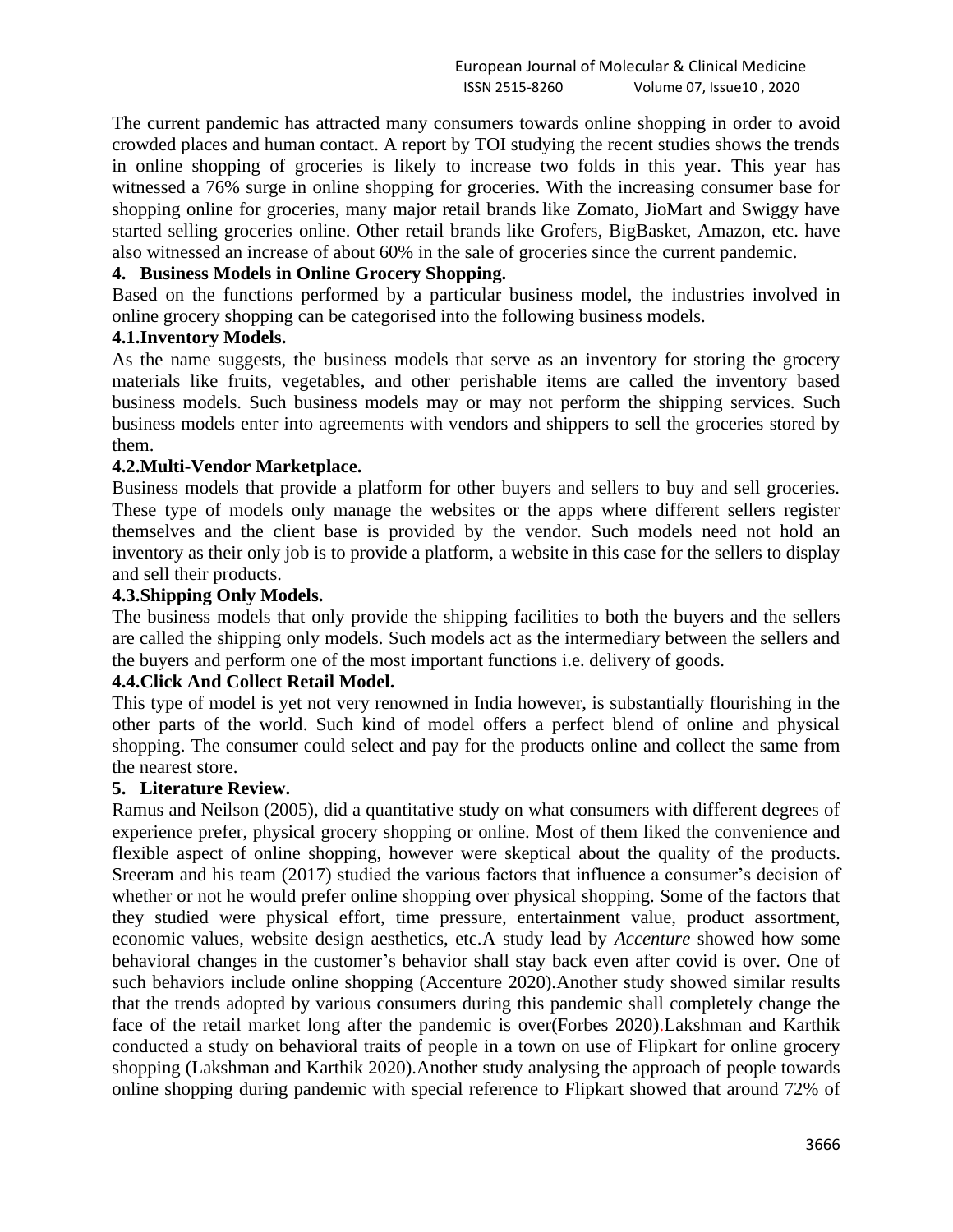The current pandemic has attracted many consumers towards online shopping in order to avoid crowded places and human contact. A report by TOI studying the recent studies shows the trends in online shopping of groceries is likely to increase two folds in this year. This year has witnessed a 76% surge in online shopping for groceries. With the increasing consumer base for shopping online for groceries, many major retail brands like Zomato, JioMart and Swiggy have started selling groceries online. Other retail brands like Grofers, BigBasket, Amazon, etc. have also witnessed an increase of about 60% in the sale of groceries since the current pandemic.

## 4. Business Models in Online Grocery Shopping.

Based on the functions performed by a particular business model, the industries involved in online grocery shopping can be categorised into the following business models.

### 4.1.Inventory Models.

As the name suggests, the business models that serve as an inventory for storing the grocery materials like fruits, vegetables, and other perishable items are called the inventory based business models. Such business models may or may not perform the shipping services. Such business models enter into agreements with vendors and shippers to sell the groceries stored by them.

### 4.2.Multi-Vendor Marketplace.

Business models that provide a platform for other buyers and sellers to buy and sell groceries. These type of models only manage the websites or the apps where different sellers register themselves and the client base is provided by the vendor. Such models need not hold an inventory as their only job is to provide a platform, a website in this case for the sellers to display and sell their products.

### 4.3.Shipping Only Models.

The business models that only provide the shipping facilities to both the buyers and the sellers are called the shipping only models. Such models act as the intermediary between the sellers and the buyers and perform one of the most important functions i.e. delivery of goods.

### 4.4.Click And Collect Retail Model.

This type of model is yet not very renowned in India however, is substantially flourishing in the other parts of the world. Such kind of model offers a perfect blend of online and physical shopping. The consumer could select and pay for the products online and collect the same from the nearest store.

## 5. Literature Review.

Ramus and Neilson (2005), did a quantitative study on what consumers with different degrees of experience prefer, physical grocery shopping or online. Most of them liked the convenience and flexible aspect of online shopping, however were skeptical about the quality of the products. Sreeram and his team (2017) studied the various factors that influence a consumer's decision of whether or not he would prefer online shopping over physical shopping. Some of the factors that they studied were physical effort, time pressure, entertainment value, product assortment, economic values, website design aesthetics, etc.A study lead by *Accenture* showed how some behavioral changes in the customer's behavior shall stay back even after covid is over. One of such behaviors include online shopping (Accenture 2020).Another study showed similar results that the trends adopted by various consumers during this pandemic shall completely change the face of the retail market long after the pandemic is over(Forbes 2020).Lakshman and Karthik conducted a study on behavioral traits of people in a town on use of Flipkart for online grocery shopping (Lakshman and Karthik 2020).Another study analysing the approach of people towards online shopping during pandemic with special reference to Flipkart showed that around 72% of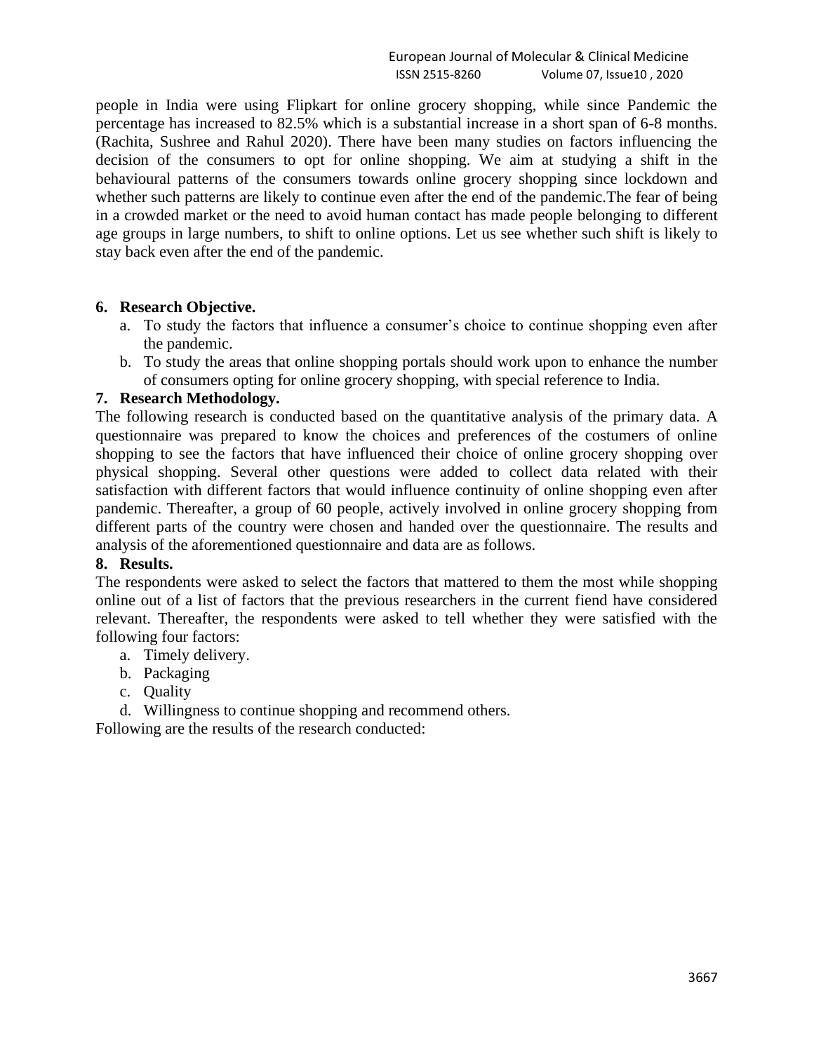people in India were using Flipkart for online grocery shopping, while since Pandemic the percentage has increased to 82.5% which is a substantial increase in a short span of 6-8 months. (Rachita, Sushree and Rahul 2020). There have been many studies on factors influencing the decision of the consumers to opt for online shopping. We aim at studying a shift in the behavioural patterns of the consumers towards online grocery shopping since lockdown and whether such patterns are likely to continue even after the end of the pandemic.The fear of being in a crowded market or the need to avoid human contact has made people belonging to different age groups in large numbers, to shift to online options. Let us see whether such shift is likely to stay back even after the end of the pandemic.

## 6. Research Objective.

a. To study the factors that influence a consumer's choice to continue shopping even after the pandemic.
b. To study the areas that online shopping portals should work upon to enhance the number of consumers opting for online grocery shopping, with special reference to India.

## 7. Research Methodology.

The following research is conducted based on the quantitative analysis of the primary data. A questionnaire was prepared to know the choices and preferences of the costumers of online shopping to see the factors that have influenced their choice of online grocery shopping over physical shopping. Several other questions were added to collect data related with their satisfaction with different factors that would influence continuity of online shopping even after pandemic. Thereafter, a group of 60 people, actively involved in online grocery shopping from different parts of the country were chosen and handed over the questionnaire. The results and analysis of the aforementioned questionnaire and data are as follows.

## 8. Results.

The respondents were asked to select the factors that mattered to them the most while shopping online out of a list of factors that the previous researchers in the current fiend have considered relevant. Thereafter, the respondents were asked to tell whether they were satisfied with the following four factors:

a. Timely delivery.
b. Packaging
c. Quality
d. Willingness to continue shopping and recommend others.

Following are the results of the research conducted: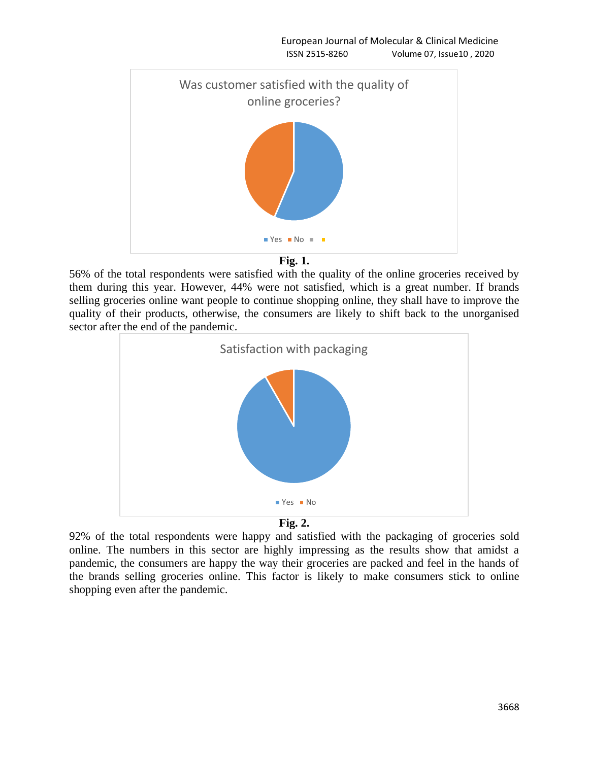**Fig. 1.**

56% of the total respondents were satisfied with the quality of the online groceries received by them during this year. However, 44% were not satisfied, which is a great number. If brands selling groceries online want people to continue shopping online, they shall have to improve the quality of their products, otherwise, the consumers are likely to shift back to the unorganised sector after the end of the pandemic.

**Fig. 2.**

92% of the total respondents were happy and satisfied with the packaging of groceries sold online. The numbers in this sector are highly impressing as the results show that amidst a pandemic, the consumers are happy the way their groceries are packed and feel in the hands of the brands selling groceries online. This factor is likely to make consumers stick to online shopping even after the pandemic.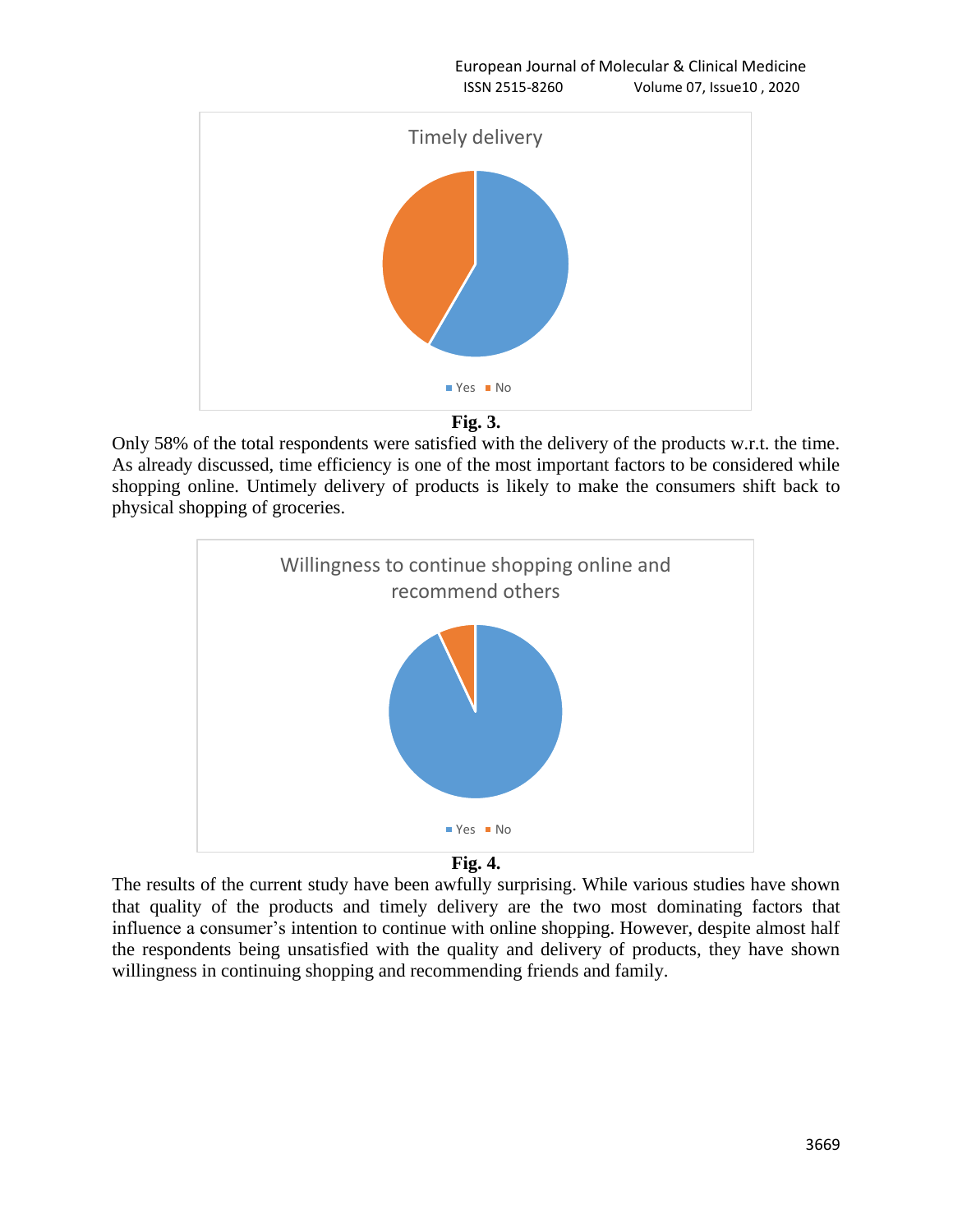**Fig. 3.**

Only 58% of the total respondents were satisfied with the delivery of the products w.r.t. the time. As already discussed, time efficiency is one of the most important factors to be considered while shopping online. Untimely delivery of products is likely to make the consumers shift back to physical shopping of groceries.

**Fig. 4.**

The results of the current study have been awfully surprising. While various studies have shown that quality of the products and timely delivery are the two most dominating factors that influence a consumer's intention to continue with online shopping. However, despite almost half the respondents being unsatisfied with the quality and delivery of products, they have shown willingness in continuing shopping and recommending friends and family.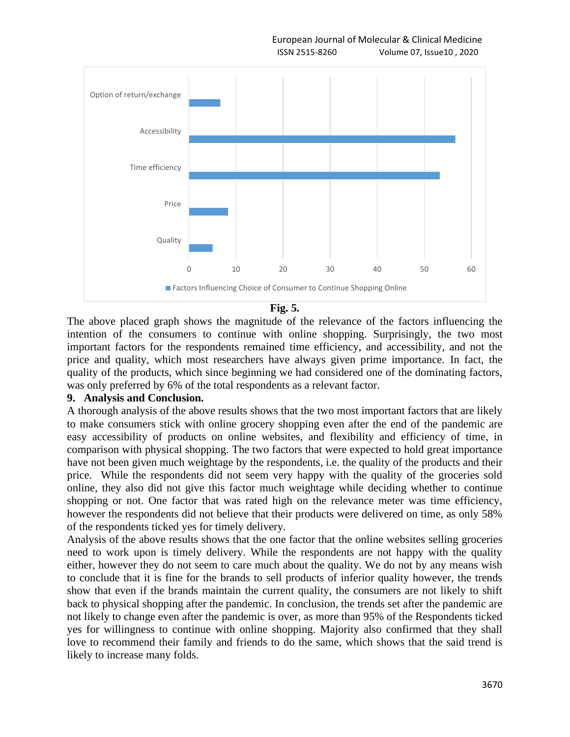Fig. 5.

The above placed graph shows the magnitude of the relevance of the factors influencing the intention of the consumers to continue with online shopping. Surprisingly, the two most important factors for the respondents remained time efficiency, and accessibility, and not the price and quality, which most researchers have always given prime importance. In fact, the quality of the products, which since beginning we had considered one of the dominating factors, was only preferred by 6% of the total respondents as a relevant factor.

## 9. Analysis and Conclusion.

A thorough analysis of the above results shows that the two most important factors that are likely to make consumers stick with online grocery shopping even after the end of the pandemic are easy accessibility of products on online websites, and flexibility and efficiency of time, in comparison with physical shopping. The two factors that were expected to hold great importance have not been given much weightage by the respondents, i.e. the quality of the products and their price. While the respondents did not seem very happy with the quality of the groceries sold online, they also did not give this factor much weightage while deciding whether to continue shopping or not. One factor that was rated high on the relevance meter was time efficiency, however the respondents did not believe that their products were delivered on time, as only 58% of the respondents ticked yes for timely delivery.

Analysis of the above results shows that the one factor that the online websites selling groceries need to work upon is timely delivery. While the respondents are not happy with the quality either, however they do not seem to care much about the quality. We do not by any means wish to conclude that it is fine for the brands to sell products of inferior quality however, the trends show that even if the brands maintain the current quality, the consumers are not likely to shift back to physical shopping after the pandemic. In conclusion, the trends set after the pandemic are not likely to change even after the pandemic is over, as more than 95% of the Respondents ticked yes for willingness to continue with online shopping. Majority also confirmed that they shall love to recommend their family and friends to do the same, which shows that the said trend is likely to increase many folds.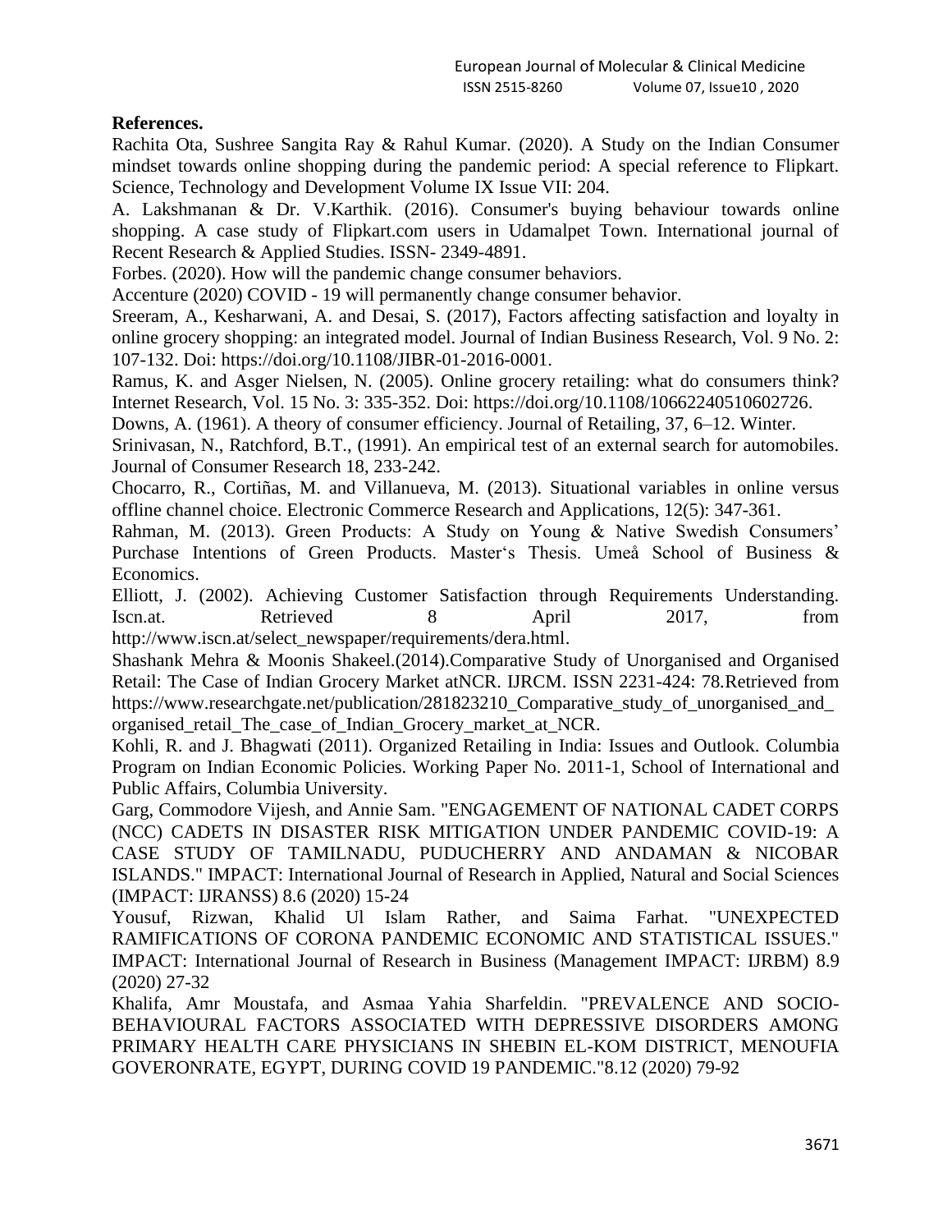**References.**

Rachita Ota, Sushree Sangita Ray & Rahul Kumar. (2020). A Study on the Indian Consumer mindset towards online shopping during the pandemic period: A special reference to Flipkart. Science, Technology and Development Volume IX Issue VII: 204.

A. Lakshmanan & Dr. V.Karthik. (2016). Consumer's buying behaviour towards online shopping. A case study of Flipkart.com users in Udamalpet Town. International journal of Recent Research & Applied Studies. ISSN- 2349-4891.

Forbes. (2020). How will the pandemic change consumer behaviors.

Accenture (2020) COVID - 19 will permanently change consumer behavior.

Sreeram, A., Kesharwani, A. and Desai, S. (2017), Factors affecting satisfaction and loyalty in online grocery shopping: an integrated model. Journal of Indian Business Research, Vol. 9 No. 2: 107-132. Doi: https://doi.org/10.1108/JIBR-01-2016-0001.

Ramus, K. and Asger Nielsen, N. (2005). Online grocery retailing: what do consumers think? Internet Research, Vol. 15 No. 3: 335-352. Doi: https://doi.org/10.1108/10662240510602726.

Downs, A. (1961). A theory of consumer efficiency. Journal of Retailing, 37, 6–12. Winter.

Srinivasan, N., Ratchford, B.T., (1991). An empirical test of an external search for automobiles. Journal of Consumer Research 18, 233-242.

Chocarro, R., Cortiñas, M. and Villanueva, M. (2013). Situational variables in online versus offline channel choice. Electronic Commerce Research and Applications, 12(5): 347-361.

Rahman, M. (2013). Green Products: A Study on Young & Native Swedish Consumers' Purchase Intentions of Green Products. Master‘s Thesis. Umeå School of Business & Economics.

Elliott, J. (2002). Achieving Customer Satisfaction through Requirements Understanding. Iscn.at. Retrieved 8 April 2017, from http://www.iscn.at/select_newspaper/requirements/dera.html.

Shashank Mehra & Moonis Shakeel.(2014).Comparative Study of Unorganised and Organised Retail: The Case of Indian Grocery Market atNCR. IJRCM. ISSN 2231-424: 78.Retrieved from https://www.researchgate.net/publication/281823210_Comparative_study_of_unorganised_and_organised_retail_The_case_of_Indian_Grocery_market_at_NCR.

Kohli, R. and J. Bhagwati (2011). Organized Retailing in India: Issues and Outlook. Columbia Program on Indian Economic Policies. Working Paper No. 2011-1, School of International and Public Affairs, Columbia University.

Garg, Commodore Vijesh, and Annie Sam. "ENGAGEMENT OF NATIONAL CADET CORPS (NCC) CADETS IN DISASTER RISK MITIGATION UNDER PANDEMIC COVID-19: A CASE STUDY OF TAMILNADU, PUDUCHERRY AND ANDAMAN & NICOBAR ISLANDS." IMPACT: International Journal of Research in Applied, Natural and Social Sciences (IMPACT: IJRANSS) 8.6 (2020) 15-24

Yousuf, Rizwan, Khalid Ul Islam Rather, and Saima Farhat. "UNEXPECTED RAMIFICATIONS OF CORONA PANDEMIC ECONOMIC AND STATISTICAL ISSUES." IMPACT: International Journal of Research in Business (Management IMPACT: IJRBM) 8.9 (2020) 27-32

Khalifa, Amr Moustafa, and Asmaa Yahia Sharfeldin. "PREVALENCE AND SOCIO-BEHAVIOURAL FACTORS ASSOCIATED WITH DEPRESSIVE DISORDERS AMONG PRIMARY HEALTH CARE PHYSICIANS IN SHEBIN EL-KOM DISTRICT, MENOUFIA GOVERONRATE, EGYPT, DURING COVID 19 PANDEMIC."8.12 (2020) 79-92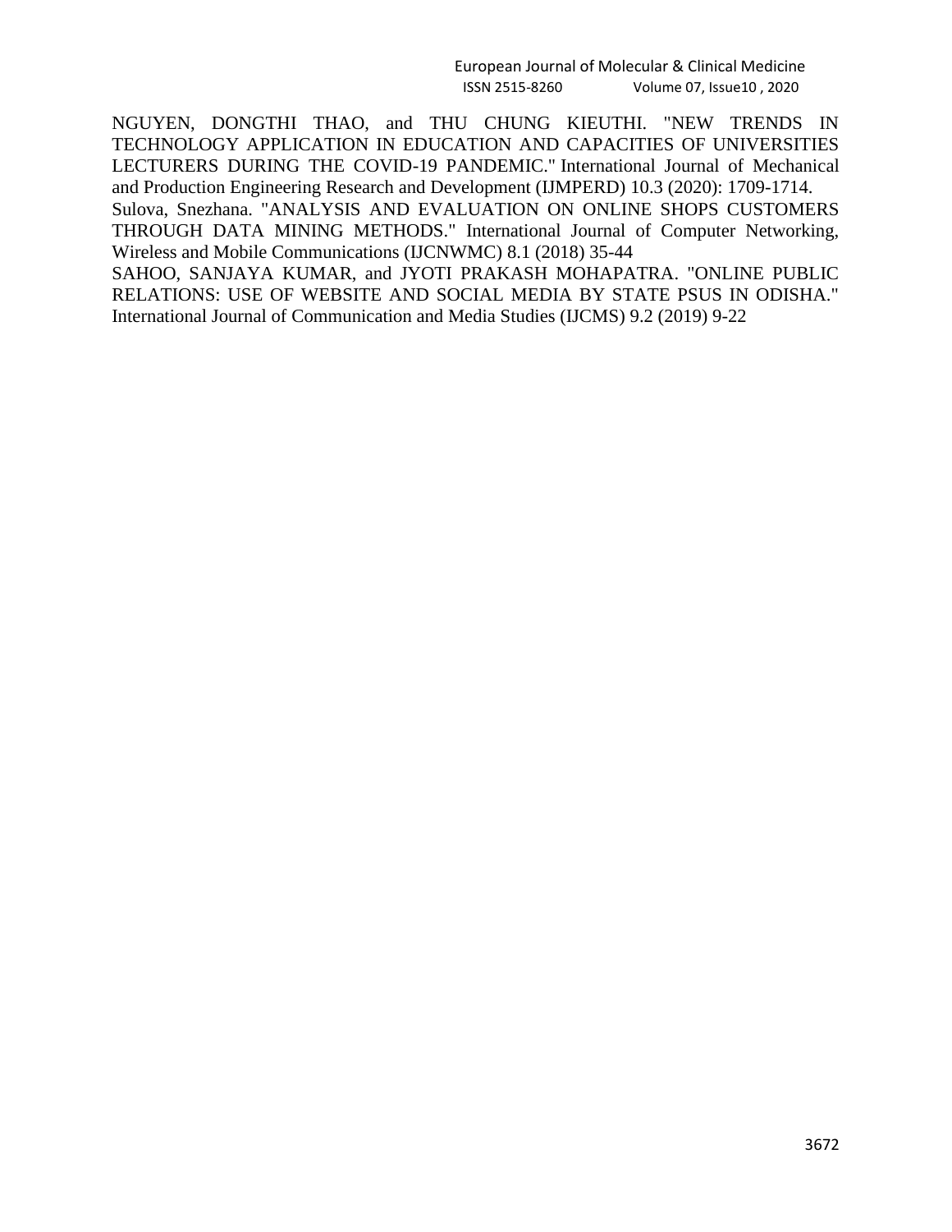NGUYEN, DONGTHI THAO, and THU CHUNG KIEUTHI. "NEW TRENDS IN TECHNOLOGY APPLICATION IN EDUCATION AND CAPACITIES OF UNIVERSITIES LECTURERS DURING THE COVID-19 PANDEMIC." International Journal of Mechanical and Production Engineering Research and Development (IJMPERD) 10.3 (2020): 1709-1714.

Sulova, Snezhana. "ANALYSIS AND EVALUATION ON ONLINE SHOPS CUSTOMERS THROUGH DATA MINING METHODS." International Journal of Computer Networking, Wireless and Mobile Communications (IJCNWMC) 8.1 (2018) 35-44

SAHOO, SANJAYA KUMAR, and JYOTI PRAKASH MOHAPATRA. "ONLINE PUBLIC RELATIONS: USE OF WEBSITE AND SOCIAL MEDIA BY STATE PSUS IN ODISHA." International Journal of Communication and Media Studies (IJCMS) 9.2 (2019) 9-22